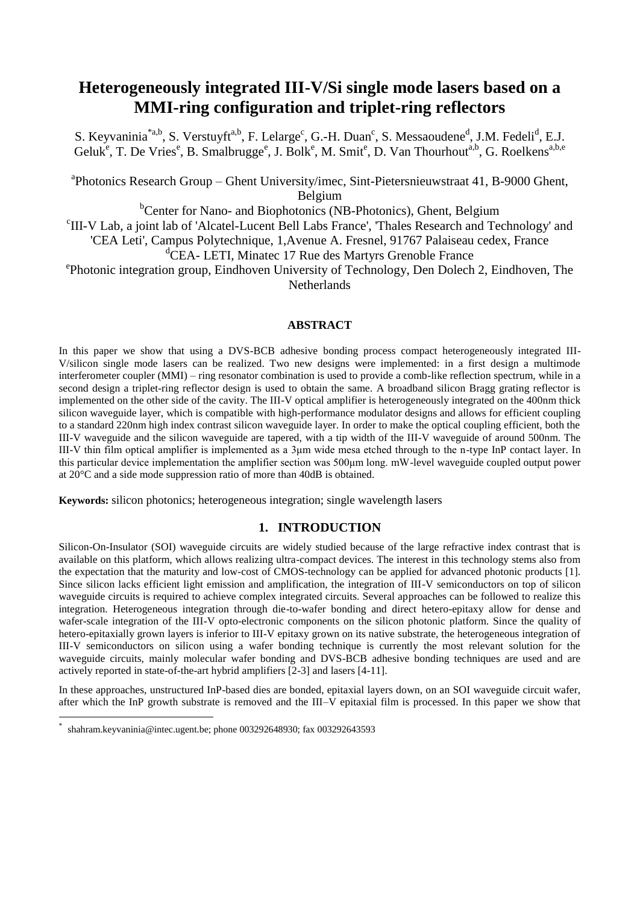# Heterogeneously integrated III-V/Si single mode lasers based on a MMI-ring configuration and triplet-ring reflectors

S. Keyvaninia[*a,b], S. Verstuyft[a,b], F. Lelarge[c], G.-H. Duan[c], S. Messaoudene[d], J.M. Fedeli[d], E.J. Geluk[e], T. De Vries[e], B. Smalbrugge[e], J. Bolk[e], M. Smit[e], D. Van Thourhout[a,b], G. Roelkens[a,b,e]

[a]Photonics Research Group – Ghent University/imec, Sint-Pietersnieuwstraat 41, B-9000 Ghent, Belgium

[b]Center for Nano- and Biophotonics (NB-Photonics), Ghent, Belgium

[c]III-V Lab, a joint lab of 'Alcatel-Lucent Bell Labs France', 'Thales Research and Technology' and 'CEA Leti', Campus Polytechnique, 1,Avenue A. Fresnel, 91767 Palaiseau cedex, France

[d]CEA- LETI, Minatec 17 Rue des Martyrs Grenoble France

[e]Photonic integration group, Eindhoven University of Technology, Den Dolech 2, Eindhoven, The Netherlands

## ABSTRACT

In this paper we show that using a DVS-BCB adhesive bonding process compact heterogeneously integrated III-V/silicon single mode lasers can be realized. Two new designs were implemented: in a first design a multimode interferometer coupler (MMI) – ring resonator combination is used to provide a comb-like reflection spectrum, while in a second design a triplet-ring reflector design is used to obtain the same. A broadband silicon Bragg grating reflector is implemented on the other side of the cavity. The III-V optical amplifier is heterogeneously integrated on the 400nm thick silicon waveguide layer, which is compatible with high-performance modulator designs and allows for efficient coupling to a standard 220nm high index contrast silicon waveguide layer. In order to make the optical coupling efficient, both the III-V waveguide and the silicon waveguide are tapered, with a tip width of the III-V waveguide of around 500nm. The III-V thin film optical amplifier is implemented as a 3μm wide mesa etched through to the n-type InP contact layer. In this particular device implementation the amplifier section was 500μm long. mW-level waveguide coupled output power at 20°C and a side mode suppression ratio of more than 40dB is obtained.

**Keywords:** silicon photonics; heterogeneous integration; single wavelength lasers

## 1. INTRODUCTION

Silicon-On-Insulator (SOI) waveguide circuits are widely studied because of the large refractive index contrast that is available on this platform, which allows realizing ultra-compact devices. The interest in this technology stems also from the expectation that the maturity and low-cost of CMOS-technology can be applied for advanced photonic products [1]. Since silicon lacks efficient light emission and amplification, the integration of III-V semiconductors on top of silicon waveguide circuits is required to achieve complex integrated circuits. Several approaches can be followed to realize this integration. Heterogeneous integration through die-to-wafer bonding and direct hetero-epitaxy allow for dense and wafer-scale integration of the III-V opto-electronic components on the silicon photonic platform. Since the quality of hetero-epitaxially grown layers is inferior to III-V epitaxy grown on its native substrate, the heterogeneous integration of III-V semiconductors on silicon using a wafer bonding technique is currently the most relevant solution for the waveguide circuits, mainly molecular wafer bonding and DVS-BCB adhesive bonding techniques are used and are actively reported in state-of-the-art hybrid amplifiers [2-3] and lasers [4-11].

In these approaches, unstructured InP-based dies are bonded, epitaxial layers down, on an SOI waveguide circuit wafer, after which the InP growth substrate is removed and the III–V epitaxial film is processed. In this paper we show that

[*] shahram.keyvaninia@intec.ugent.be; phone 003292648930; fax 003292643593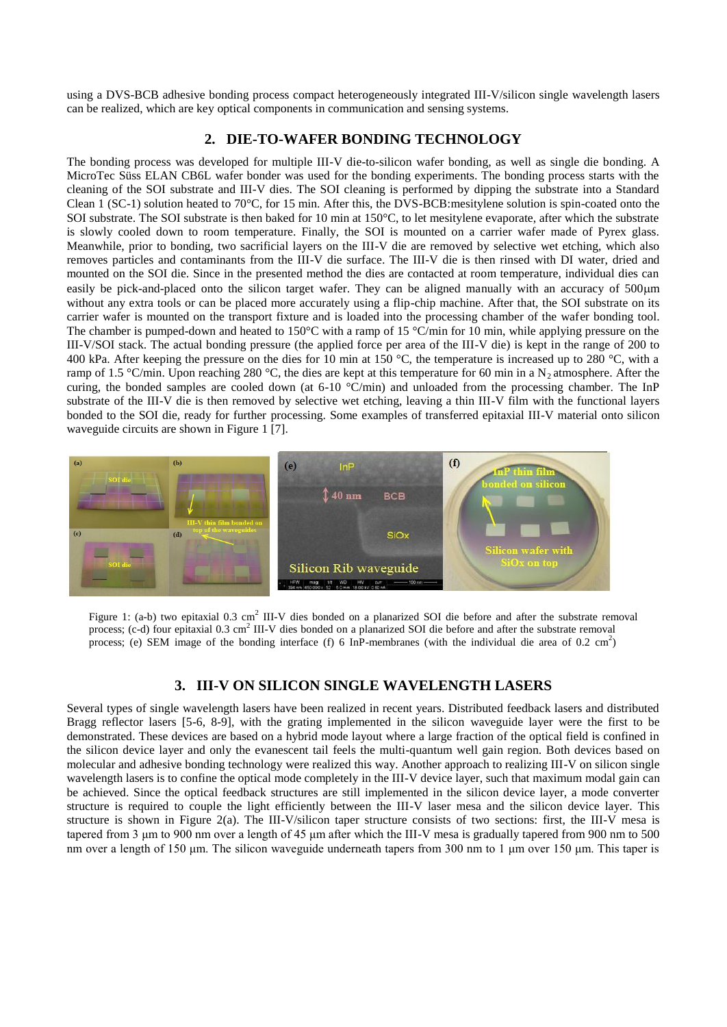using a DVS-BCB adhesive bonding process compact heterogeneously integrated III-V/silicon single wavelength lasers can be realized, which are key optical components in communication and sensing systems.

## 2. DIE-TO-WAFER BONDING TECHNOLOGY

The bonding process was developed for multiple III-V die-to-silicon wafer bonding, as well as single die bonding. A MicroTec Süss ELAN CB6L wafer bonder was used for the bonding experiments. The bonding process starts with the cleaning of the SOI substrate and III-V dies. The SOI cleaning is performed by dipping the substrate into a Standard Clean 1 (SC-1) solution heated to 70°C, for 15 min. After this, the DVS-BCB:mesitylene solution is spin-coated onto the SOI substrate. The SOI substrate is then baked for 10 min at 150°C, to let mesitylene evaporate, after which the substrate is slowly cooled down to room temperature. Finally, the SOI is mounted on a carrier wafer made of Pyrex glass. Meanwhile, prior to bonding, two sacrificial layers on the III-V die are removed by selective wet etching, which also removes particles and contaminants from the III-V die surface. The III-V die is then rinsed with DI water, dried and mounted on the SOI die. Since in the presented method the dies are contacted at room temperature, individual dies can easily be pick-and-placed onto the silicon target wafer. They can be aligned manually with an accuracy of 500μm without any extra tools or can be placed more accurately using a flip-chip machine. After that, the SOI substrate on its carrier wafer is mounted on the transport fixture and is loaded into the processing chamber of the wafer bonding tool. The chamber is pumped-down and heated to 150°C with a ramp of 15 °C/min for 10 min, while applying pressure on the III-V/SOI stack. The actual bonding pressure (the applied force per area of the III-V die) is kept in the range of 200 to 400 kPa. After keeping the pressure on the dies for 10 min at 150 °C, the temperature is increased up to 280 °C, with a ramp of 1.5 °C/min. Upon reaching 280 °C, the dies are kept at this temperature for 60 min in a $N_2$ atmosphere. After the curing, the bonded samples are cooled down (at 6-10 °C/min) and unloaded from the processing chamber. The InP substrate of the III-V die is then removed by selective wet etching, leaving a thin III-V film with the functional layers bonded to the SOI die, ready for further processing. Some examples of transferred epitaxial III-V material onto silicon waveguide circuits are shown in Figure 1 [7].

Figure 1: (a-b) two epitaxial 0.3 $cm^2$ III-V dies bonded on a planarized SOI die before and after the substrate removal process; (c-d) four epitaxial 0.3 $cm^2$ III-V dies bonded on a planarized SOI die before and after the substrate removal process; (e) SEM image of the bonding interface (f) 6 InP-membranes (with the individual die area of 0.2 $cm^2$)

## 3. III-V ON SILICON SINGLE WAVELENGTH LASERS

Several types of single wavelength lasers have been realized in recent years. Distributed feedback lasers and distributed Bragg reflector lasers [5-6, 8-9], with the grating implemented in the silicon waveguide layer were the first to be demonstrated. These devices are based on a hybrid mode layout where a large fraction of the optical field is confined in the silicon device layer and only the evanescent tail feels the multi-quantum well gain region. Both devices based on molecular and adhesive bonding technology were realized this way. Another approach to realizing III-V on silicon single wavelength lasers is to confine the optical mode completely in the III-V device layer, such that maximum modal gain can be achieved. Since the optical feedback structures are still implemented in the silicon device layer, a mode converter structure is required to couple the light efficiently between the III-V laser mesa and the silicon device layer. This structure is shown in Figure 2(a). The III-V/silicon taper structure consists of two sections: first, the III-V mesa is tapered from 3 µm to 900 nm over a length of 45 µm after which the III-V mesa is gradually tapered from 900 nm to 500 nm over a length of 150 µm. The silicon waveguide underneath tapers from 300 nm to 1 µm over 150 µm. This taper is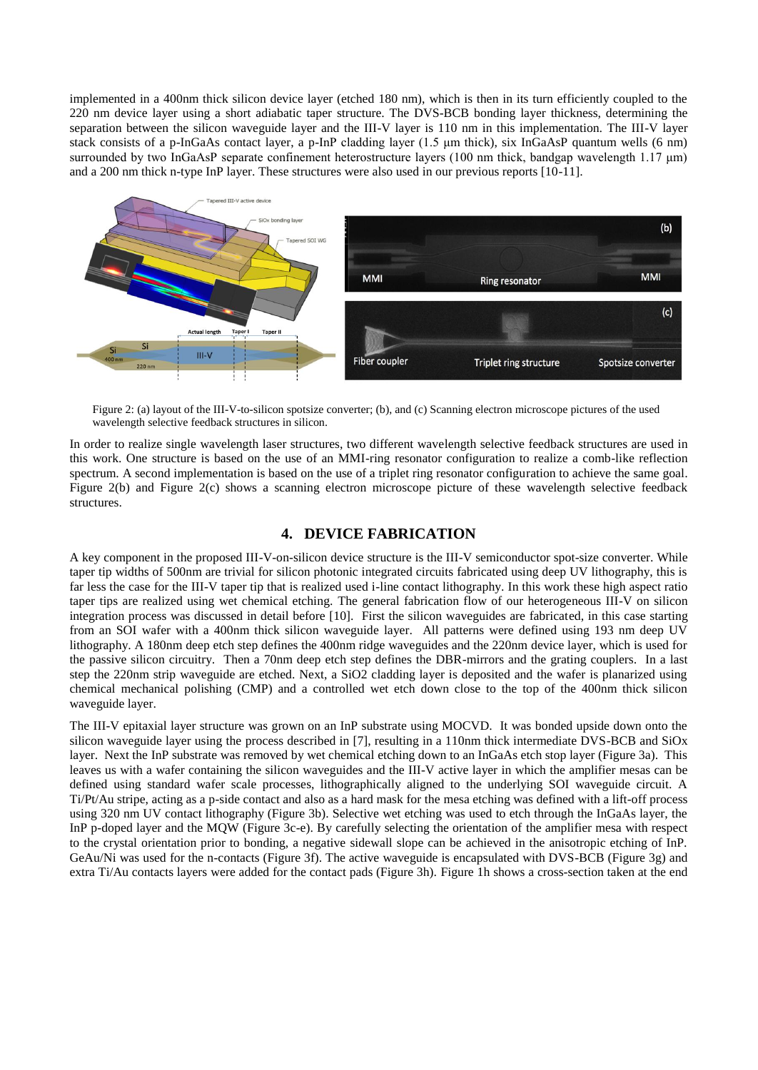implemented in a 400nm thick silicon device layer (etched 180 nm), which is then in its turn efficiently coupled to the 220 nm device layer using a short adiabatic taper structure. The DVS-BCB bonding layer thickness, determining the separation between the silicon waveguide layer and the III-V layer is 110 nm in this implementation. The III-V layer stack consists of a p-InGaAs contact layer, a p-InP cladding layer (1.5 µm thick), six InGaAsP quantum wells (6 nm) surrounded by two InGaAsP separate confinement heterostructure layers (100 nm thick, bandgap wavelength 1.17 µm) and a 200 nm thick n-type InP layer. These structures were also used in our previous reports [10-11].

Figure 2: (a) layout of the III-V-to-silicon spotsize converter; (b), and (c) Scanning electron microscope pictures of the used wavelength selective feedback structures in silicon.

In order to realize single wavelength laser structures, two different wavelength selective feedback structures are used in this work. One structure is based on the use of an MMI-ring resonator configuration to realize a comb-like reflection spectrum. A second implementation is based on the use of a triplet ring resonator configuration to achieve the same goal. Figure 2(b) and Figure 2(c) shows a scanning electron microscope picture of these wavelength selective feedback structures.

## 4. DEVICE FABRICATION

A key component in the proposed III-V-on-silicon device structure is the III-V semiconductor spot-size converter. While taper tip widths of 500nm are trivial for silicon photonic integrated circuits fabricated using deep UV lithography, this is far less the case for the III-V taper tip that is realized used i-line contact lithography. In this work these high aspect ratio taper tips are realized using wet chemical etching. The general fabrication flow of our heterogeneous III-V on silicon integration process was discussed in detail before [10]. First the silicon waveguides are fabricated, in this case starting from an SOI wafer with a 400nm thick silicon waveguide layer. All patterns were defined using 193 nm deep UV lithography. A 180nm deep etch step defines the 400nm ridge waveguides and the 220nm device layer, which is used for the passive silicon circuitry. Then a 70nm deep etch step defines the DBR-mirrors and the grating couplers. In a last step the 220nm strip waveguide are etched. Next, a $SiO_2$ cladding layer is deposited and the wafer is planarized using chemical mechanical polishing (CMP) and a controlled wet etch down close to the top of the 400nm thick silicon waveguide layer.

The III-V epitaxial layer structure was grown on an InP substrate using MOCVD. It was bonded upside down onto the silicon waveguide layer using the process described in [7], resulting in a 110nm thick intermediate DVS-BCB and SiOx layer. Next the InP substrate was removed by wet chemical etching down to an InGaAs etch stop layer (Figure 3a). This leaves us with a wafer containing the silicon waveguides and the III-V active layer in which the amplifier mesas can be defined using standard wafer scale processes, lithographically aligned to the underlying SOI waveguide circuit. A Ti/Pt/Au stripe, acting as a p-side contact and also as a hard mask for the mesa etching was defined with a lift-off process using 320 nm UV contact lithography (Figure 3b). Selective wet etching was used to etch through the InGaAs layer, the InP p-doped layer and the MQW (Figure 3c-e). By carefully selecting the orientation of the amplifier mesa with respect to the crystal orientation prior to bonding, a negative sidewall slope can be achieved in the anisotropic etching of InP. GeAu/Ni was used for the n-contacts (Figure 3f). The active waveguide is encapsulated with DVS-BCB (Figure 3g) and extra Ti/Au contacts layers were added for the contact pads (Figure 3h). Figure 1h shows a cross-section taken at the end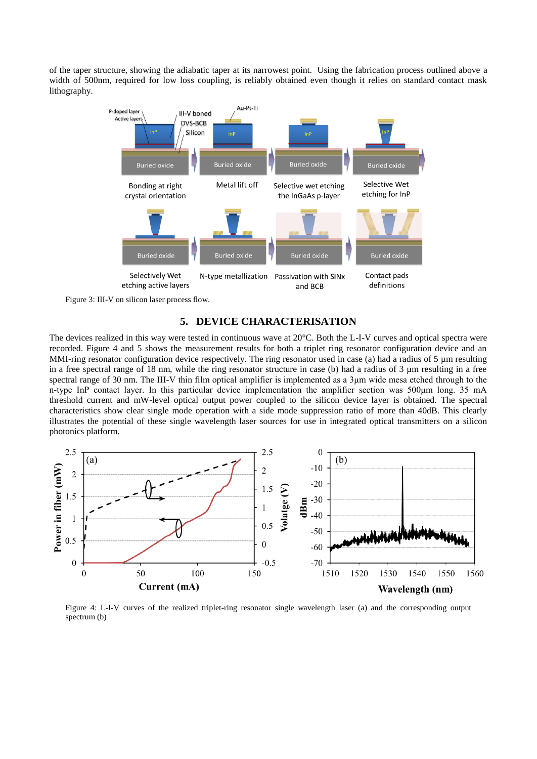of the taper structure, showing the adiabatic taper at its narrowest point. Using the fabrication process outlined above a width of 500nm, required for low loss coupling, is reliably obtained even though it relies on standard contact mask lithography.

Figure 3: III-V on silicon laser process flow.

## 5. DEVICE CHARACTERISATION

The devices realized in this way were tested in continuous wave at 20°C. Both the L-I-V curves and optical spectra were recorded. Figure 4 and 5 shows the measurement results for both a triplet ring resonator configuration device and an MMI-ring resonator configuration device respectively. The ring resonator used in case (a) had a radius of 5 µm resulting in a free spectral range of 18 nm, while the ring resonator structure in case (b) had a radius of 3 µm resulting in a free spectral range of 30 nm. The III-V thin film optical amplifier is implemented as a 3µm wide mesa etched through to the n-type InP contact layer. In this particular device implementation the amplifier section was 500µm long. 35 mA threshold current and mW-level optical output power coupled to the silicon device layer is obtained. The spectral characteristics show clear single mode operation with a side mode suppression ratio of more than 40dB. This clearly illustrates the potential of these single wavelength laser sources for use in integrated optical transmitters on a silicon photonics platform.

Figure 4: L-I-V curves of the realized triplet-ring resonator single wavelength laser (a) and the corresponding output spectrum (b)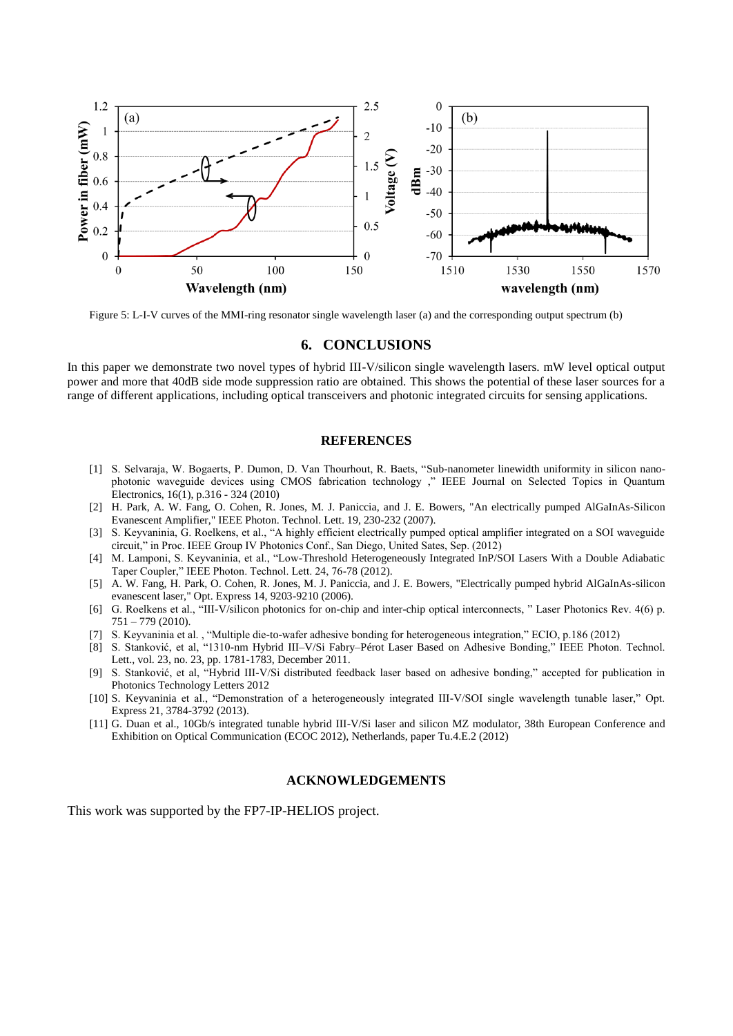(a)

1.2
1
0.8
0.6
0.4
0.2
0

Power in fiber (mW)

2.5
2
1.5
1
0.5
0

Voltage (V)

0
50
100
150

Wavelength (nm)

(b)

0
-10
-20
-30
-40
-50
-60
-70

dBm

1510
1530
1550
1570

wavelength (nm)

Figure 5: L-I-V curves of the MMI-ring resonator single wavelength laser (a) and the corresponding output spectrum (b)

## 6. CONCLUSIONS

In this paper we demonstrate two novel types of hybrid III-V/silicon single wavelength lasers. mW level optical output power and more that 40dB side mode suppression ratio are obtained. This shows the potential of these laser sources for a range of different applications, including optical transceivers and photonic integrated circuits for sensing applications.

## REFERENCES

[1] S. Selvaraja, W. Bogaerts, P. Dumon, D. Van Thourhout, R. Baets, "Sub-nanometer linewidth uniformity in silicon nano-photonic waveguide devices using CMOS fabrication technology ," IEEE Journal on Selected Topics in Quantum Electronics, 16(1), p.316 - 324 (2010)

[2] H. Park, A. W. Fang, O. Cohen, R. Jones, M. J. Paniccia, and J. E. Bowers, "An electrically pumped AlGaInAs-Silicon Evanescent Amplifier," IEEE Photon. Technol. Lett. 19, 230-232 (2007).

[3] S. Keyvaninia, G. Roelkens, et al., "A highly efficient electrically pumped optical amplifier integrated on a SOI waveguide circuit," in Proc. IEEE Group IV Photonics Conf., San Diego, United Sates, Sep. (2012)

[4] M. Lamponi, S. Keyvaninia, et al., "Low-Threshold Heterogeneously Integrated InP/SOI Lasers With a Double Adiabatic Taper Coupler," IEEE Photon. Technol. Lett. 24, 76-78 (2012).

[5] A. W. Fang, H. Park, O. Cohen, R. Jones, M. J. Paniccia, and J. E. Bowers, "Electrically pumped hybrid AlGaInAs-silicon evanescent laser," Opt. Express 14, 9203-9210 (2006).

[6] G. Roelkens et al., "III-V/silicon photonics for on-chip and inter-chip optical interconnects, " Laser Photonics Rev. 4(6) p. 751 – 779 (2010).

[7] S. Keyvaninia et al. , "Multiple die-to-wafer adhesive bonding for heterogeneous integration," ECIO, p.186 (2012)

[8] S. Stanković, et al, "1310-nm Hybrid III–V/Si Fabry–Pérot Laser Based on Adhesive Bonding," IEEE Photon. Technol. Lett., vol. 23, no. 23, pp. 1781-1783, December 2011.

[9] S. Stanković, et al, "Hybrid III-V/Si distributed feedback laser based on adhesive bonding," accepted for publication in Photonics Technology Letters 2012

[10] S. Keyvaninia et al., "Demonstration of a heterogeneously integrated III-V/SOI single wavelength tunable laser," Opt. Express 21, 3784-3792 (2013).

[11] G. Duan et al., 10Gb/s integrated tunable hybrid III-V/Si laser and silicon MZ modulator, 38th European Conference and Exhibition on Optical Communication (ECOC 2012), Netherlands, paper Tu.4.E.2 (2012)

## ACKNOWLEDGEMENTS

This work was supported by the FP7-IP-HELIOS project.